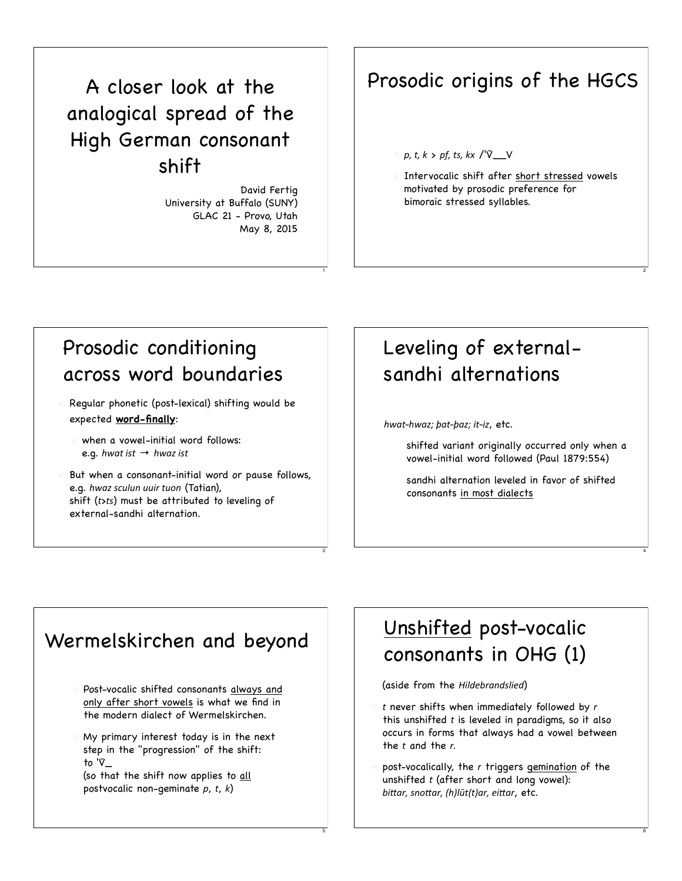# A closer look at the analogical spread of the High German consonant shift

David Fertig
University at Buffalo (SUNY)
GLAC 21 - Provo, Utah
May 8, 2015

## Prosodic origins of the HGCS

- *p, t, k* > *pf, ts, kx* /ˈV̆__V
- Intervocalic shift after <u>short stressed</u> vowels motivated by prosodic preference for bimoraic stressed syllables.

## Prosodic conditioning across word boundaries

- Regular phonetic (post-lexical) shifting would be expected **<u>word-finally</u>**:
  - when a vowel-initial word follows: e.g. *hwat ist* → *hwaz ist*
- But when a consonant-initial word or pause follows, e.g. *hwaz sculun uuir tuon* (Tatian), shift (*t>ts*) must be attributed to leveling of external-sandhi alternation.

## Leveling of external-sandhi alternations

*hwat-hwaz; þat-þaz; it-iz*, etc.

shifted variant originally occurred only when a vowel-initial word followed (Paul 1879:554)

sandhi alternation leveled in favor of shifted consonants <u>in most dialects</u>

## Wermelskirchen and beyond

- Post-vocalic shifted consonants <u>always and only after short vowels</u> is what we find in the modern dialect of Wermelskirchen.
- My primary interest today is in the next step in the "progression" of the shift: to ˈV̄_ (so that the shift now applies to <u>all</u> postvocalic non-geminate *p*, *t*, *k*)

## <u>Unshifted</u> post-vocalic consonants in OHG (1)

(aside from the *Hildebrandslied*)

- *t* never shifts when immediately followed by *r* this unshifted *t* is leveled in paradigms, so it also occurs in forms that always had a vowel between the *t* and the *r.*
- post-vocalically, the *r* triggers <u>gemination</u> of the unshifted *t* (after short and long vowel): *bittar, snottar, (h)lūt(t)ar, eittar*, etc.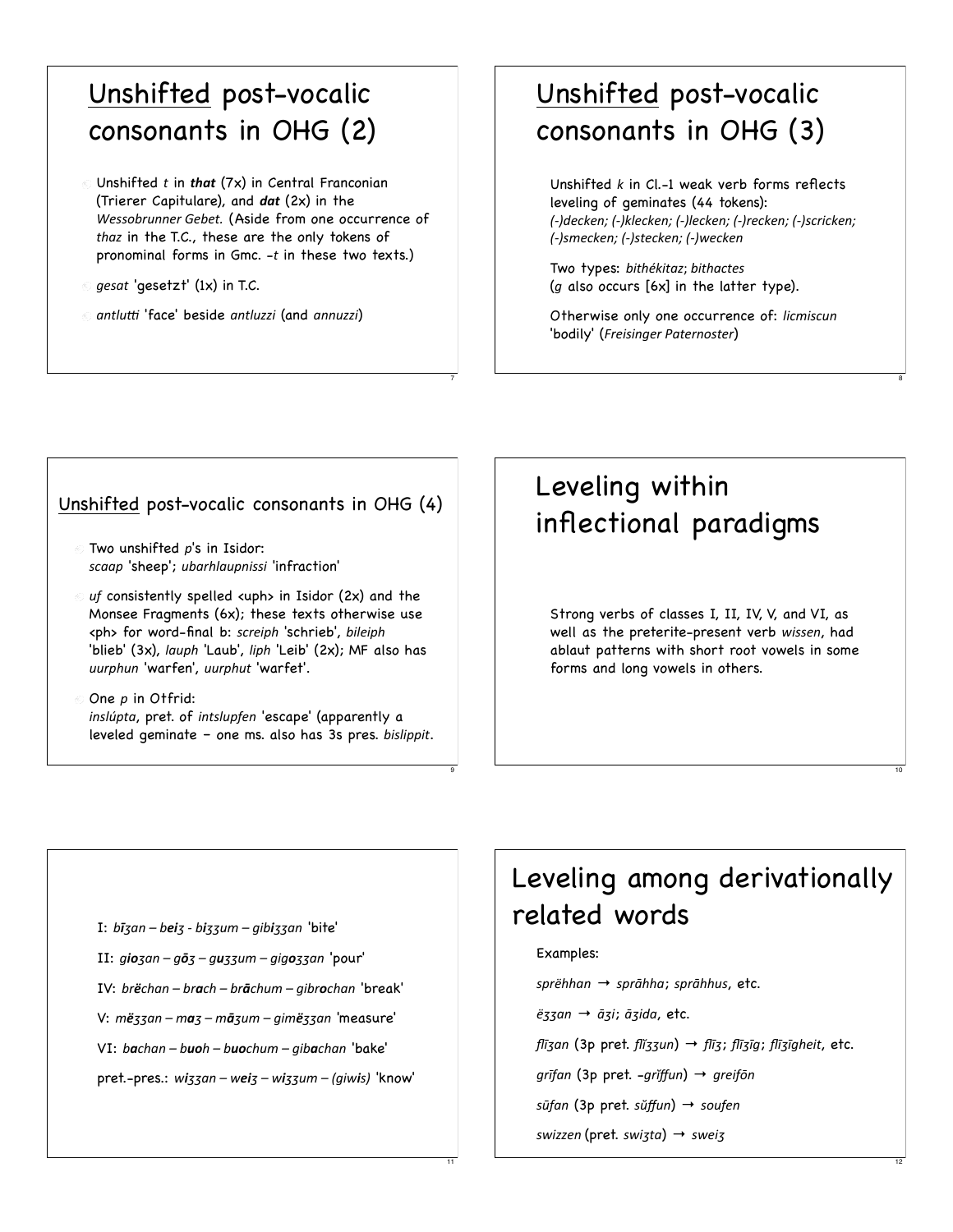## Unshifted post-vocalic consonants in OHG (2)

- Unshifted *t* in ***that*** (7x) in Central Franconian (Trierer Capitulare), and ***dat*** (2x) in the *Wessobrunner Gebet.* (Aside from one occurrence of *thaz* in the T.C., these are the only tokens of pronominal forms in Gmc. *-t* in these two texts.)
- *gesat* 'gesetzt' (1x) in T.C.
- *antlutti* 'face' beside *antluzzi* (and *annuzzi*)

## Unshifted post-vocalic consonants in OHG (3)

Unshifted *k* in Cl.-1 weak verb forms reflects leveling of geminates (44 tokens): *(-)decken; (-)klecken; (-)lecken; (-)recken; (-)scricken; (-)smecken; (-)stecken; (-)wecken*

Two types: *bithékitaz*; *bithactes* (*g* also occurs [6x] in the latter type).

Otherwise only one occurrence of: *licmiscun* 'bodily' (*Freisinger Paternoster*)

## Unshifted post-vocalic consonants in OHG (4)

- Two unshifted *p*'s in Isidor: *scaap* 'sheep'; *ubarhlaupnissi* 'infraction'
- *uf* consistently spelled <uph> in Isidor (2x) and the Monsee Fragments (6x); these texts otherwise use <ph> for word-final b: *screiph* 'schrieb', *bileiph* 'blieb' (3x), *lauph* 'Laub', *liph* 'Leib' (2x); MF also has *uurphun* 'warfen', *uurphut* 'warfet'.
- One *p* in Otfrid: *inslúpta*, pret. of *intslupfen* 'escape' (apparently a leveled geminate – one ms. also has 3s pres. *bislippit*.

## Leveling within inflectional paradigms

Strong verbs of classes I, II, IV, V, and VI, as well as the preterite-present verb *wissen*, had ablaut patterns with short root vowels in some forms and long vowels in others.

I: *bīʒan – b**ei**ʒ - b**i**ʒʒum – gib**i**ʒʒan* 'bite'

II: *g**io**ʒan – g**ō**ʒ – g**u**ʒʒum – gig**o**ʒʒan* 'pour'

IV: *brëchan – br**a**ch – br**ā**chum – gibr**o**chan* 'break'

V: *m**ë**ʒʒan – m**a**ʒ – m**ā**ʒum – gim**ë**ʒʒan* 'measure'

VI: *b**a**chan – b**uo**h – b**uo**chum – gib**a**chan* 'bake'

pret.-pres.: *w**i**ʒʒan – w**ei**ʒ – w**i**ʒʒum – (giw**i**s)* 'know'

## Leveling among derivationally related words

Examples:

*sprëhhan* → *sprāhha*; *sprāhhus*, etc.

*ëʒʒan* → *āʒi*; *āʒida*, etc.

*flīʒan* (3p pret. *flĭʒʒun*) → *flīʒ*; *flīʒīg*; *flīʒīgheit*, etc.

*grīfan* (3p pret. *-grĭffun*) → *greifōn*

*sūfan* (3p pret. *sŭffun*) → *soufen*

*swizzen* (pret. *swiʒta*) → *sweiʒ*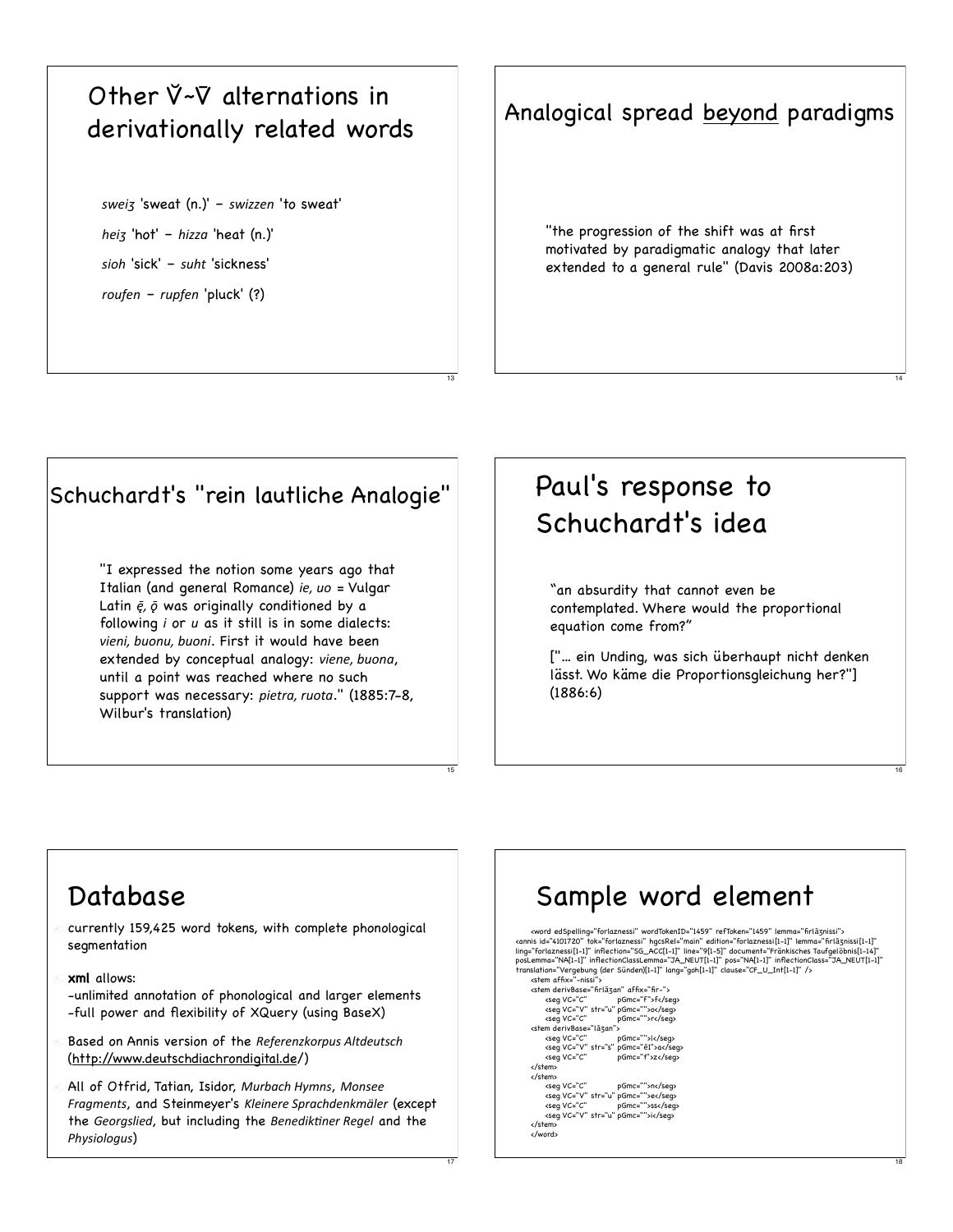## Other V̆~V̄ alternations in derivationally related words

*sweiʒ* 'sweat (n.)' – *swizzen* 'to sweat'

*heiʒ* 'hot' – *hizza* 'heat (n.)'

*sioh* 'sick' – *suht* 'sickness'

*roufen* – *rupfen* 'pluck' (?)

## Analogical spread beyond paradigms

"the progression of the shift was at first motivated by paradigmatic analogy that later extended to a general rule" (Davis 2008a:203)

## Schuchardt's "rein lautliche Analogie"

"I expressed the notion some years ago that Italian (and general Romance) *ie, uo* = Vulgar Latin *ę̄, ǭ* was originally conditioned by a following *i* or *u* as it still is in some dialects: *vieni, buonu, buoni*. First it would have been extended by conceptual analogy: *viene, buona*, until a point was reached where no such support was necessary: *pietra, ruota*." (1885:7-8, Wilbur's translation)

## Paul's response to Schuchardt's idea

"an absurdity that cannot even be contemplated. Where would the proportional equation come from?"

["... ein Unding, was sich überhaupt nicht denken lässt. Wo käme die Proportionsgleichung her?"] (1886:6)

## Database

- currently 159,425 word tokens, with complete phonological segmentation
- **xml** allows:
  -unlimited annotation of phonological and larger elements
  -full power and flexibility of XQuery (using BaseX)
- Based on Annis version of the *Referenzkorpus Altdeutsch* (http://www.deutschdiachrondigital.de/)
- All of Otfrid, Tatian, Isidor, *Murbach Hymns*, *Monsee Fragments*, and Steinmeyer's *Kleinere Sprachdenkmäler* (except the *Georgslied*, but including the *Benediktiner Regel* and the *Physiologus*)

## Sample word element

```
<word edSpelling="forlaznessi" wordTokenID="1459" refToken="1459" lemma="firlāʒnissi">
<annis id="4101720" tok="forlaznessi" hgcsRel="main" edition="forlaznessi[1-1]" lemma="firlāʒnissi[1-1]"
ling="forlaznessi[1-1]" inflection="SG_ACC[1-1]" line="9[1-5]" document="Fränkisches Taufgelöbnis[1-14]"
posLemma="NA[1-1]" inflectionClassLemma="JA_NEUT[1-1]" pos="NA[1-1]" inflectionClass="JA_NEUT[1-1]"
translation="Vergebung (der Sünden)[1-1]" lang="goh[1-1]" clause="CF_U_Int[1-1]" />
    <stem affix="-nissi">
    <stem derivBase="firlāʒan" affix="fir-">
        <seg VC="C"          pGmc="f">f</seg>
        <seg VC="V" str="u" pGmc="">o</seg>
        <seg VC="C"          pGmc="">r</seg>
    <stem derivBase="lāʒan">
        <seg VC="C"          pGmc="">l</seg>
        <seg VC="V" str="s" pGmc="ē1">a</seg>
        <seg VC="C"          pGmc="t">z</seg>
    </stem>
    </stem>
        <seg VC="C"          pGmc="">n</seg>
        <seg VC="V" str="u" pGmc="">e</seg>
        <seg VC="C"          pGmc="">ss</seg>
        <seg VC="V" str="u" pGmc="">i</seg>
    </stem>
    </word>
```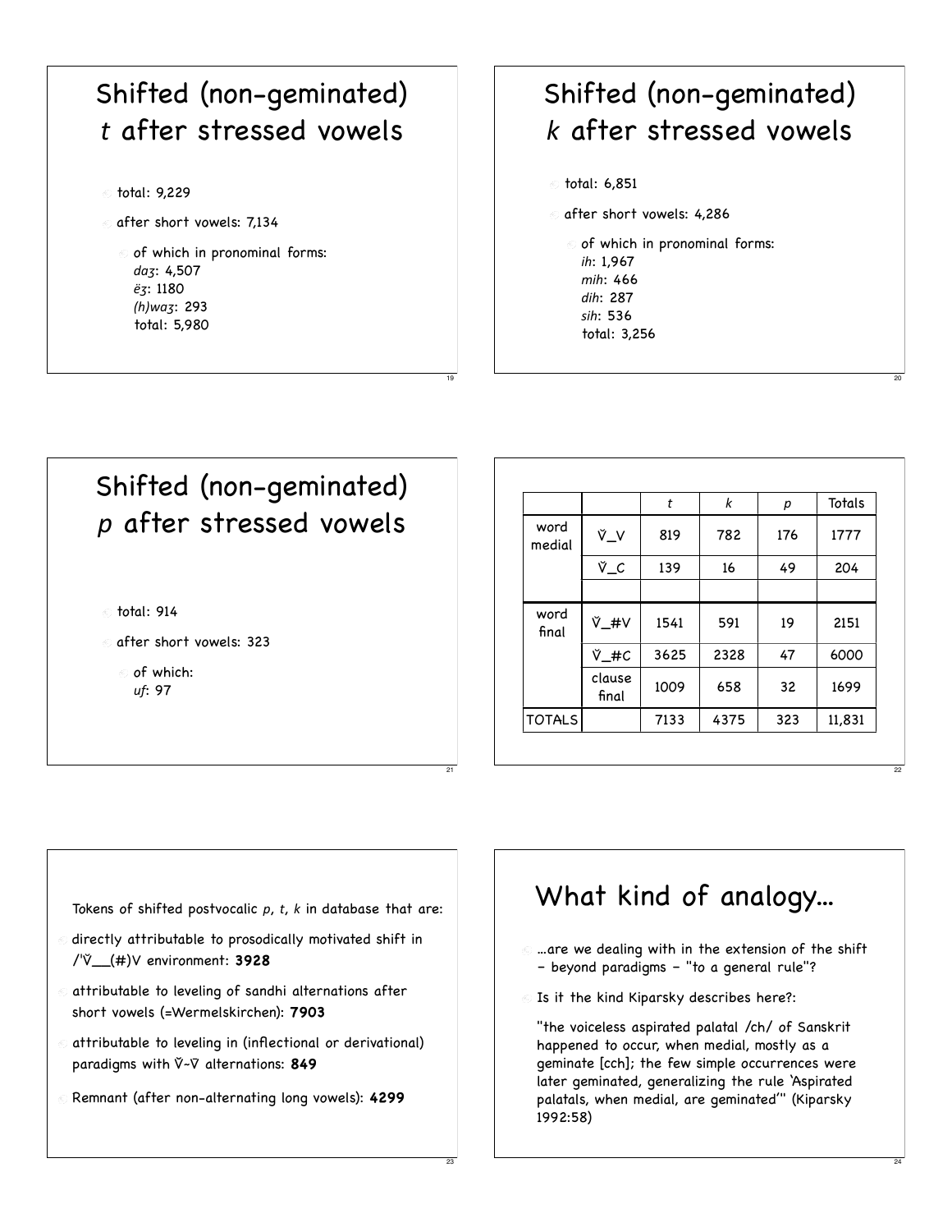## Shifted (non-geminated) *t* after stressed vowels

- total: 9,229
- after short vowels: 7,134
  - of which in pronominal forms:
    *daʒ*: 4,507
    *ëʒ*: 1180
    *(h)waʒ*: 293
    total: 5,980

## Shifted (non-geminated) *k* after stressed vowels

- total: 6,851
- after short vowels: 4,286
  - of which in pronominal forms:
    *ih*: 1,967
    *mih*: 466
    *dih*: 287
    *sih*: 536
    total: 3,256

## Shifted (non-geminated) *p* after stressed vowels

- total: 914
- after short vowels: 323
  - of which:
    *uf*: 97

| | | *t* | *k* | *p* | Totals |
|---|---|---|---|---|---|
| word medial | V̆_V | 819 | 782 | 176 | 1777 |
| | V̆_C | 139 | 16 | 49 | 204 |
| | | | | | |
| word final | V̆_#V | 1541 | 591 | 19 | 2151 |
| | V̆_#C | 3625 | 2328 | 47 | 6000 |
| | clause final | 1009 | 658 | 32 | 1699 |
| TOTALS | | 7133 | 4375 | 323 | 11,831 |

Tokens of shifted postvocalic *p*, *t*, *k* in database that are:

- directly attributable to prosodically motivated shift in /ˈV̆__(#)V environment: **3928**
- attributable to leveling of sandhi alternations after short vowels (=Wermelskirchen): **7903**
- attributable to leveling in (inflectional or derivational) paradigms with V̆~V̄ alternations: **849**
- Remnant (after non-alternating long vowels): **4299**

## What kind of analogy…

- …are we dealing with in the extension of the shift – beyond paradigms – "to a general rule"?
- Is it the kind Kiparsky describes here?:

  "the voiceless aspirated palatal /ch/ of Sanskrit happened to occur, when medial, mostly as a geminate [cch]; the few simple occurrences were later geminated, generalizing the rule 'Aspirated palatals, when medial, are geminated'" (Kiparsky 1992:58)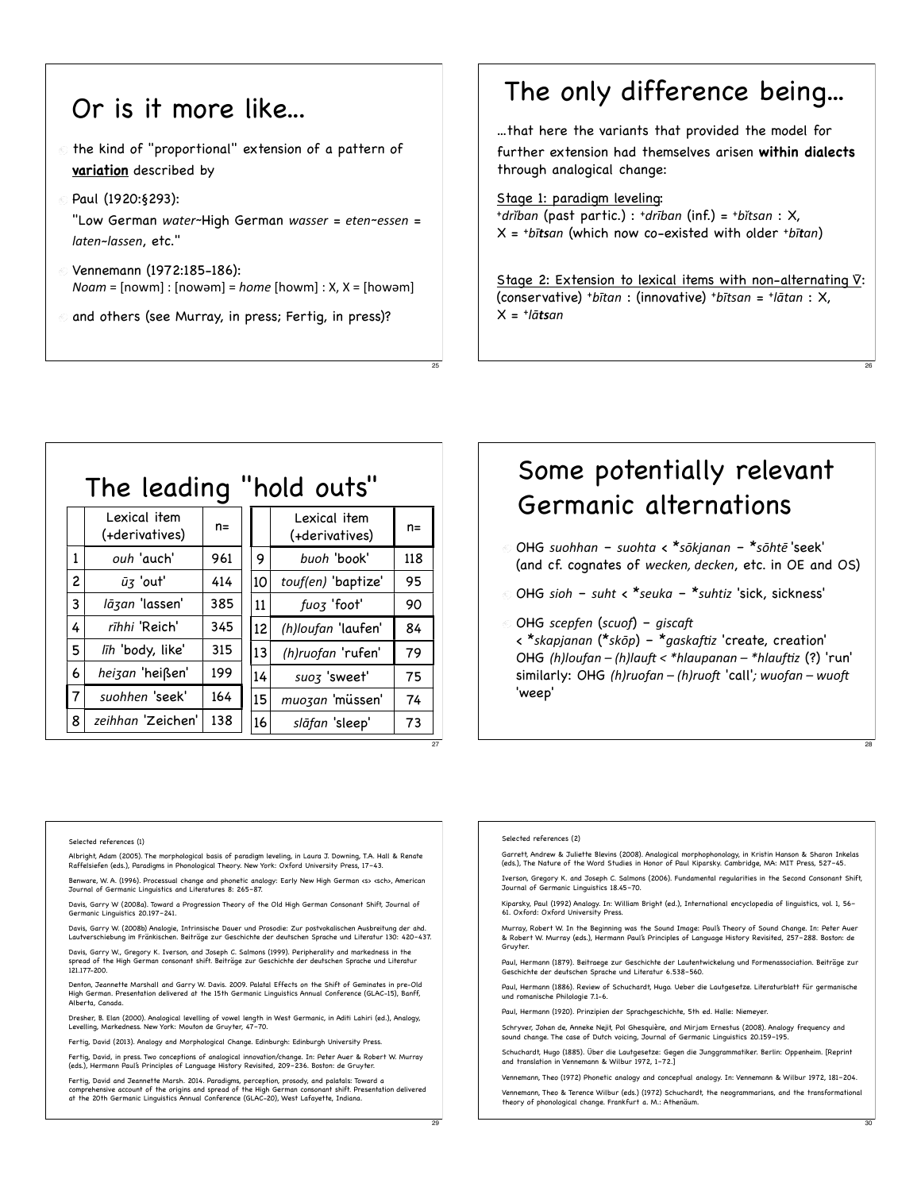# Or is it more like...

- the kind of "proportional" extension of a pattern of **variation** described by
- Paul (1920:§293):

  "Low German *water*~High German *wasser* = *eten*~*essen* = *laten*~*lassen*, etc."
- Vennemann (1972:185-186):

  *Noam* = [nowm] : [nowəm] = *home* [howm] : X, X = [howəm]
- and others (see Murray, in press; Fertig, in press)?

# The only difference being...

...that here the variants that provided the model for further extension had themselves arisen **within dialects** through analogical change:

Stage 1: paradigm leveling:

⁺*drĭban* (past partic.) : ⁺*drīban* (inf.) = ⁺*bĭtsan* : X,

X = ⁺*bī**ts**an* (which now co-existed with older ⁺*bī**t**an*)

Stage 2: Extension to lexical items with non-alternating V̄:

(conservative) ⁺*bītan* : (innovative) ⁺*bītsan* = ⁺*lātan* : X,

X = ⁺*lā**ts**an*

# The leading "hold outs"

| | Lexical item (+derivatives) | n= | | Lexical item (+derivatives) | n= |
|---|---|---|---|---|---|
| 1 | *ouh* 'auch' | 961 | 9 | *buoh* 'book' | 118 |
| 2 | *ūʒ* 'out' | 414 | 10 | *touf(en)* 'baptize' | 95 |
| 3 | *lāʒan* 'lassen' | 385 | 11 | *fuoʒ* 'foot' | 90 |
| 4 | *rīhhi* 'Reich' | 345 | 12 | *(h)loufan* 'laufen' | 84 |
| 5 | *līh* 'body, like' | 315 | 13 | *(h)ruofan* 'rufen' | 79 |
| 6 | *heiʒan* 'heißen' | 199 | 14 | *suoʒ* 'sweet' | 75 |
| 7 | *suohhen* 'seek' | 164 | 15 | *muoʒan* 'müssen' | 74 |
| 8 | *zeihhan* 'Zeichen' | 138 | 16 | *slāfan* 'sleep' | 73 |

# Some potentially relevant Germanic alternations

- OHG *suohhan* – *suohta* < \**sōkjanan* – \**sōhtē* 'seek' (and cf. cognates of *wecken, decken*, etc. in OE and OS)
- OHG *sioh* – *suht* < \**seuka* – \**suhtiz* 'sick, sickness'
- OHG *scepfen* (*scuof*) – *giscaft* < \**skapjanan* (\**skōp*) – \**gaskaftiz* 'create, creation'

  OHG *(h)loufan – (h)lauft* < \**hlaupanan* – \**hlauftiz* (?) 'run'

  similarly: OHG *(h)ruofan – (h)ruoft* 'call'; *wuofan – wuoft* 'weep'

Selected references (1)

Albright, Adam (2005). The morphological basis of paradigm leveling, in Laura J. Downing, T.A. Hall & Renate Raffelsiefen (eds.), Paradigms in Phonological Theory. New York: Oxford University Press, 17-43.

Benware, W. A. (1996). Processual change and phonetic analogy: Early New High German <s> <sch>, American Journal of Germanic Linguistics and Literatures 8: 265-87.

Davis, Garry W (2008a). Toward a Progression Theory of the Old High German Consonant Shift, Journal of Germanic Linguistics 20.197-241.

Davis, Garry W. (2008b) Analogie, Intrinsische Dauer und Prosodie: Zur postvokalischen Ausbreitung der ahd. Lautverschiebung im Fränkischen. Beiträge zur Geschichte der deutschen Sprache und Literatur 130: 420-437.

Davis, Garry W., Gregory K. Iverson, and Joseph C. Salmons (1999). Peripherality and markedness in the spread of the High German consonant shift. Beiträge zur Geschichte der deutschen Sprache und Literatur 121.177-200.

Denton, Jeannette Marshall and Garry W. Davis. 2009. Palatal Effects on the Shift of Geminates in pre-Old High German. Presentation delivered at the 15th Germanic Linguistics Annual Conference (GLAC-15), Banff, Alberta, Canada.

Dresher, B. Elan (2000). Analogical levelling of vowel length in West Germanic, in Aditi Lahiri (ed.), Analogy, Levelling, Markedness. New York: Mouton de Gruyter, 47-70.

Fertig, David (2013). Analogy and Morphological Change. Edinburgh: Edinburgh University Press.

Fertig, David, in press. Two conceptions of analogical innovation/change. In: Peter Auer & Robert W. Murray (eds.), Hermann Paul's Principles of Language History Revisited, 209-236. Boston: de Gruyter.

Fertig, David and Jeannette Marsh. 2014. Paradigms, perception, prosody, and palatals: Toward a comprehensive account of the origins and spread of the High German consonant shift. Presentation delivered at the 20th Germanic Linguistics Annual Conference (GLAC-20), West Lafayette, Indiana.

Selected references (2)

Garrett, Andrew & Juliette Blevins (2008). Analogical morphophonology, in Kristin Hanson & Sharon Inkelas (eds.), The Nature of the Word Studies in Honor of Paul Kiparsky. Cambridge, MA: MIT Press, 527-45.

Iverson, Gregory K. and Joseph C. Salmons (2006). Fundamental regularities in the Second Consonant Shift, Journal of Germanic Linguistics 18.45-70.

Kiparsky, Paul (1992) Analogy. In: William Bright (ed.), International encyclopedia of linguistics, vol. 1, 56-61. Oxford: Oxford University Press.

Murray, Robert W. In the Beginning was the Sound Image: Paul's Theory of Sound Change. In: Peter Auer & Robert W. Murray (eds.), Hermann Paul's Principles of Language History Revisited, 257-288. Boston: de Gruyter.

Paul, Hermann (1879). Beitraege zur Geschichte der Lautentwickelung und Formenassociation. Beiträge zur Geschichte der deutschen Sprache und Literatur 6.538-560.

Paul, Hermann (1886). Review of Schuchardt, Hugo. Ueber die Lautgesetze. Literaturblatt für germanische und romanische Philologie 7.1-6.

Paul, Hermann (1920). Prinzipien der Sprachgeschichte, 5th ed. Halle: Niemeyer.

Schryver, Johan de, Anneke Nejit, Pol Ghesquière, and Mirjam Ernestus (2008). Analogy frequency and sound change. The case of Dutch voicing, Journal of Germanic Linguistics 20.159-195.

Schuchardt, Hugo (1885). Über die Lautgesetze: Gegen die Junggrammatiker. Berlin: Oppenheim. [Reprint and translation in Vennemann & Wilbur 1972, 1-72.]

Vennemann, Theo (1972) Phonetic analogy and conceptual analogy. In: Vennemann & Wilbur 1972, 181-204.

Vennemann, Theo & Terence Wilbur (eds.) (1972) Schuchardt, the neogrammarians, and the transformational theory of phonological change. Frankfurt a. M.: Athenäum.